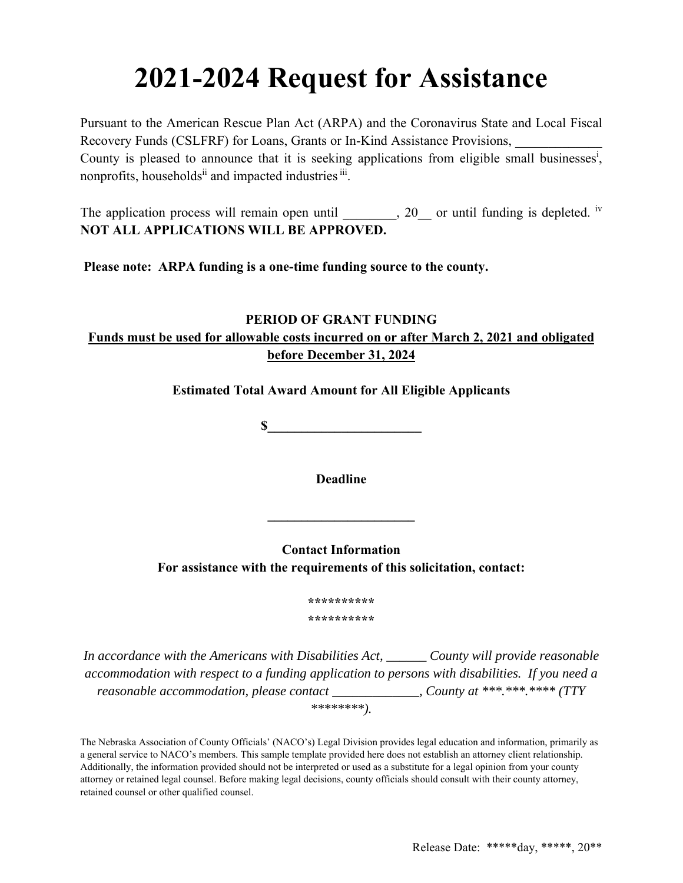# 2021-2024 Request for Assistance

Pursuant to the American Rescue Plan Act (ARPA) and the Coronavirus State and Local Fiscal Recovery Funds (CSLFRF) for Loans, Grants or In-Kind Assistance Provisions, _____________ County is pleased to announce that it is seeking applications from eligible small businesses[i], nonprofits, households[ii] and impacted industries[iii].

The application process will remain open until ________, 20__ or until funding is depleted.[iv] **NOT ALL APPLICATIONS WILL BE APPROVED.**

**Please note: ARPA funding is a one-time funding source to the county.**

**PERIOD OF GRANT FUNDING**

**<u>Funds must be used for allowable costs incurred on or after March 2, 2021 and obligated before December 31, 2024</u>**

**Estimated Total Award Amount for All Eligible Applicants**

**$_______________________**

**Deadline**

**______________________**

**Contact Information**

**For assistance with the requirements of this solicitation, contact:**

**\*\*\*\*\*\*\*\*\*\***

**\*\*\*\*\*\*\*\*\*\***

*In accordance with the Americans with Disabilities Act, ______ County will provide reasonable accommodation with respect to a funding application to persons with disabilities. If you need a reasonable accommodation, please contact _____________, County at \*\*\*.\*\*\*.\*\*\*\* (TTY \*\*\*\*\*\*\*\*).*

The Nebraska Association of County Officials' (NACO's) Legal Division provides legal education and information, primarily as a general service to NACO's members. This sample template provided here does not establish an attorney client relationship. Additionally, the information provided should not be interpreted or used as a substitute for a legal opinion from your county attorney or retained legal counsel. Before making legal decisions, county officials should consult with their county attorney, retained counsel or other qualified counsel.

Release Date: \*\*\*\*\*day, \*\*\*\*\*, 20\*\*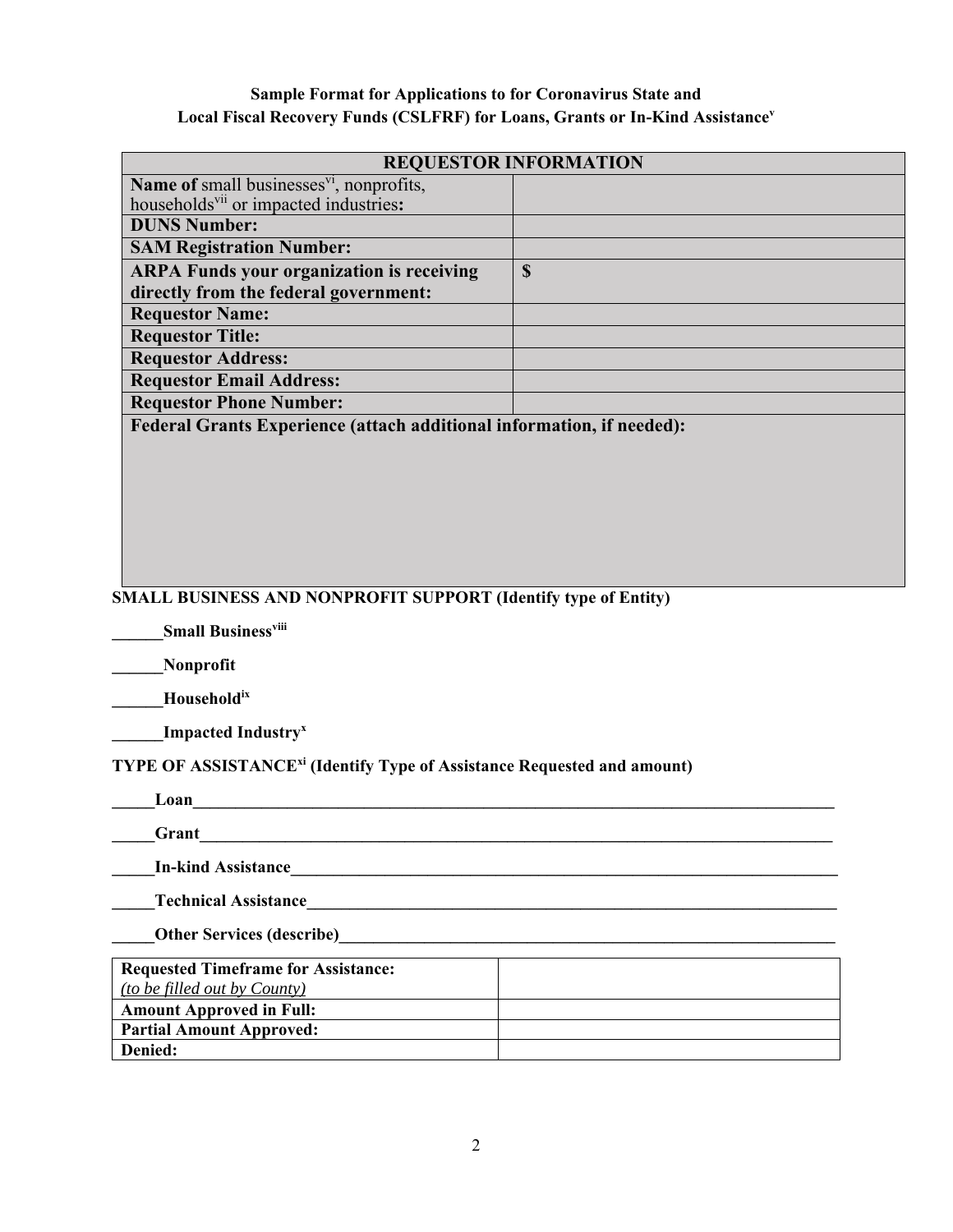**Sample Format for Applications to for Coronavirus State and Local Fiscal Recovery Funds (CSLFRF) for Loans, Grants or In-Kind Assistance[v]**

| REQUESTOR INFORMATION | |
|---|---|
| **Name of** small businesses[vi], nonprofits, households[vii] or impacted industries**:** | |
| **DUNS Number:** | |
| **SAM Registration Number:** | |
| **ARPA Funds your organization is receiving directly from the federal government:** | **$** |
| **Requestor Name:** | |
| **Requestor Title:** | |
| **Requestor Address:** | |
| **Requestor Email Address:** | |
| **Requestor Phone Number:** | |
| **Federal Grants Experience (attach additional information, if needed):** | |

**SMALL BUSINESS AND NONPROFIT SUPPORT (Identify type of Entity)**

**______Small Business[viii]**

**______Nonprofit**

**______Household[ix]**

**______Impacted Industry[x]**

**TYPE OF ASSISTANCE[xi] (Identify Type of Assistance Requested and amount)**

**_____Loan________________________________________________________________________________**

**_____Grant_______________________________________________________________________________**

**_____In-kind Assistance______________________________________________________________________**

**_____Technical Assistance____________________________________________________________________**

**_____Other Services (describe)_________________________________________________________________**

| **Requested Timeframe for Assistance:** *(to be filled out by County)* | |
|---|---|
| **Amount Approved in Full:** | |
| **Partial Amount Approved:** | |
| **Denied:** | |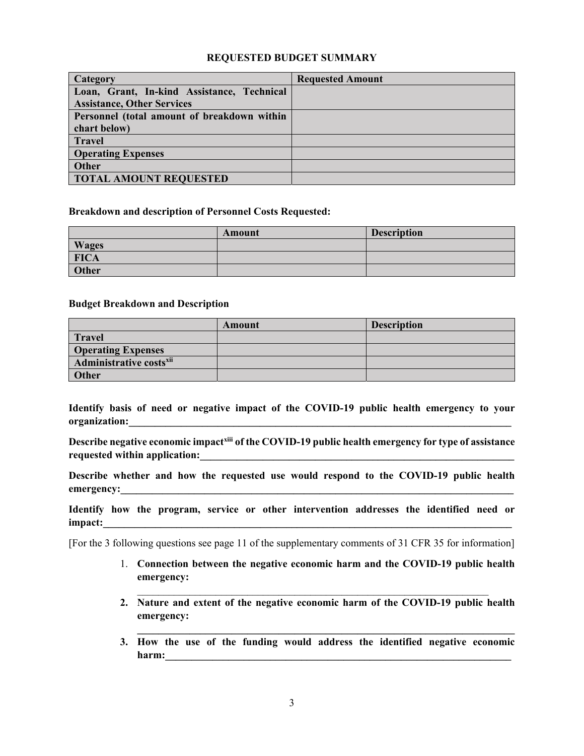## REQUESTED BUDGET SUMMARY

| Category | Requested Amount |
|---|---|
| **Loan, Grant, In-kind Assistance, Technical Assistance, Other Services** | |
| **Personnel (total amount of breakdown within chart below)** | |
| **Travel** | |
| **Operating Expenses** | |
| **Other** | |
| **TOTAL AMOUNT REQUESTED** | |

**Breakdown and description of Personnel Costs Requested:**

| | Amount | Description |
|---|---|---|
| **Wages** | | |
| **FICA** | | |
| **Other** | | |

**Budget Breakdown and Description**

| | Amount | Description |
|---|---|---|
| **Travel** | | |
| **Operating Expenses** | | |
| **Administrative costs[xii]** | | |
| **Other** | | |

**Identify basis of need or negative impact of the COVID-19 public health emergency to your organization:**\_\_\_\_\_\_\_\_\_\_\_\_\_\_\_\_\_\_\_\_\_\_\_\_\_\_\_\_\_\_\_\_\_\_\_\_\_\_\_\_\_\_\_\_\_\_\_\_\_\_\_\_\_\_\_\_\_\_\_\_\_\_\_\_\_\_\_\_\_\_\_\_\_\_\_\_\_\_

**Describe negative economic impact[xiii] of the COVID-19 public health emergency for type of assistance requested within application:**\_\_\_\_\_\_\_\_\_\_\_\_\_\_\_\_\_\_\_\_\_\_\_\_\_\_\_\_\_\_\_\_\_\_\_\_\_\_\_\_\_\_\_\_\_\_\_\_\_\_\_\_\_\_\_\_\_\_\_\_\_\_

**Describe whether and how the requested use would respond to the COVID-19 public health emergency:**\_\_\_\_\_\_\_\_\_\_\_\_\_\_\_\_\_\_\_\_\_\_\_\_\_\_\_\_\_\_\_\_\_\_\_\_\_\_\_\_\_\_\_\_\_\_\_\_\_\_\_\_\_\_\_\_\_\_\_\_\_\_\_\_\_\_\_\_\_\_\_\_\_\_\_\_\_\_\_\_

**Identify how the program, service or other intervention addresses the identified need or impact:**\_\_\_\_\_\_\_\_\_\_\_\_\_\_\_\_\_\_\_\_\_\_\_\_\_\_\_\_\_\_\_\_\_\_\_\_\_\_\_\_\_\_\_\_\_\_\_\_\_\_\_\_\_\_\_\_\_\_\_\_\_\_\_\_\_\_\_\_\_\_\_\_\_\_\_\_\_\_\_\_\_\_\_

[For the 3 following questions see page 11 of the supplementary comments of 31 CFR 35 for information]

1. **Connection between the negative economic harm and the COVID-19 public health emergency:**
   \_\_\_\_\_\_\_\_\_\_\_\_\_\_\_\_\_\_\_\_\_\_\_\_\_\_\_\_\_\_\_\_\_\_\_\_\_\_\_\_\_\_\_\_\_\_\_\_\_\_\_\_\_\_\_\_\_\_\_\_\_\_\_\_\_\_\_\_\_\_
2. **Nature and extent of the negative economic harm of the COVID-19 public health emergency:**
   \_\_\_\_\_\_\_\_\_\_\_\_\_\_\_\_\_\_\_\_\_\_\_\_\_\_\_\_\_\_\_\_\_\_\_\_\_\_\_\_\_\_\_\_\_\_\_\_\_\_\_\_\_\_\_\_\_\_\_\_\_\_\_\_\_\_\_\_\_\_\_\_
3. **How the use of the funding would address the identified negative economic harm:**\_\_\_\_\_\_\_\_\_\_\_\_\_\_\_\_\_\_\_\_\_\_\_\_\_\_\_\_\_\_\_\_\_\_\_\_\_\_\_\_\_\_\_\_\_\_\_\_\_\_\_\_\_\_\_\_\_\_\_\_\_\_\_\_\_\_\_\_\_\_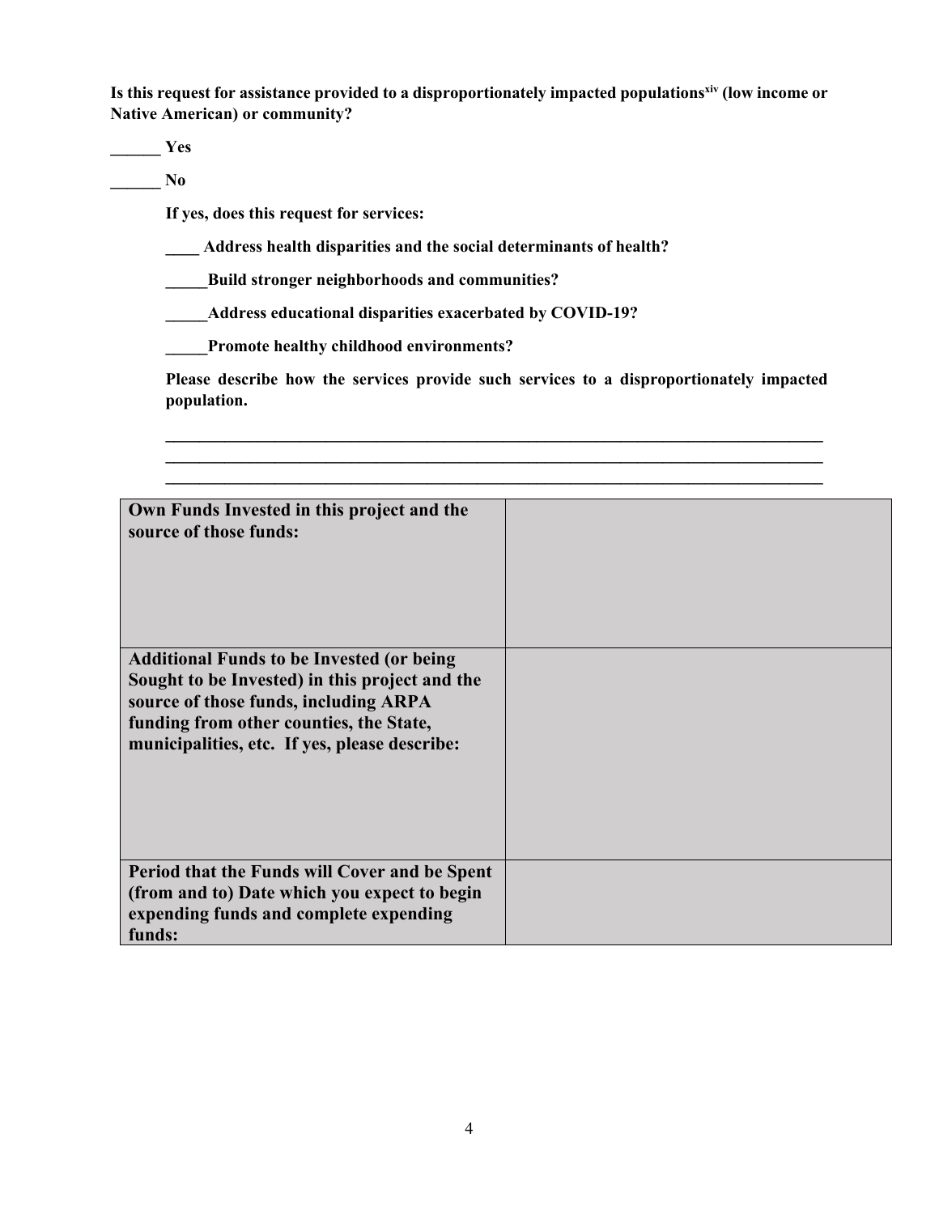**Is this request for assistance provided to a disproportionately impacted populations[xiv] (low income or Native American) or community?**

**______ Yes**

**______ No**

**If yes, does this request for services:**

**____ Address health disparities and the social determinants of health?**

**_____Build stronger neighborhoods and communities?**

**_____Address educational disparities exacerbated by COVID-19?**

**_____Promote healthy childhood environments?**

**Please describe how the services provide such services to a disproportionately impacted population.**

______________________________________________________________________________
______________________________________________________________________________
______________________________________________________________________________

| **Own Funds Invested in this project and the source of those funds:** | |
|---|---|
| **Additional Funds to be Invested (or being Sought to be Invested) in this project and the source of those funds, including ARPA funding from other counties, the State, municipalities, etc. If yes, please describe:** | |
| **Period that the Funds will Cover and be Spent (from and to) Date which you expect to begin expending funds and complete expending funds:** | |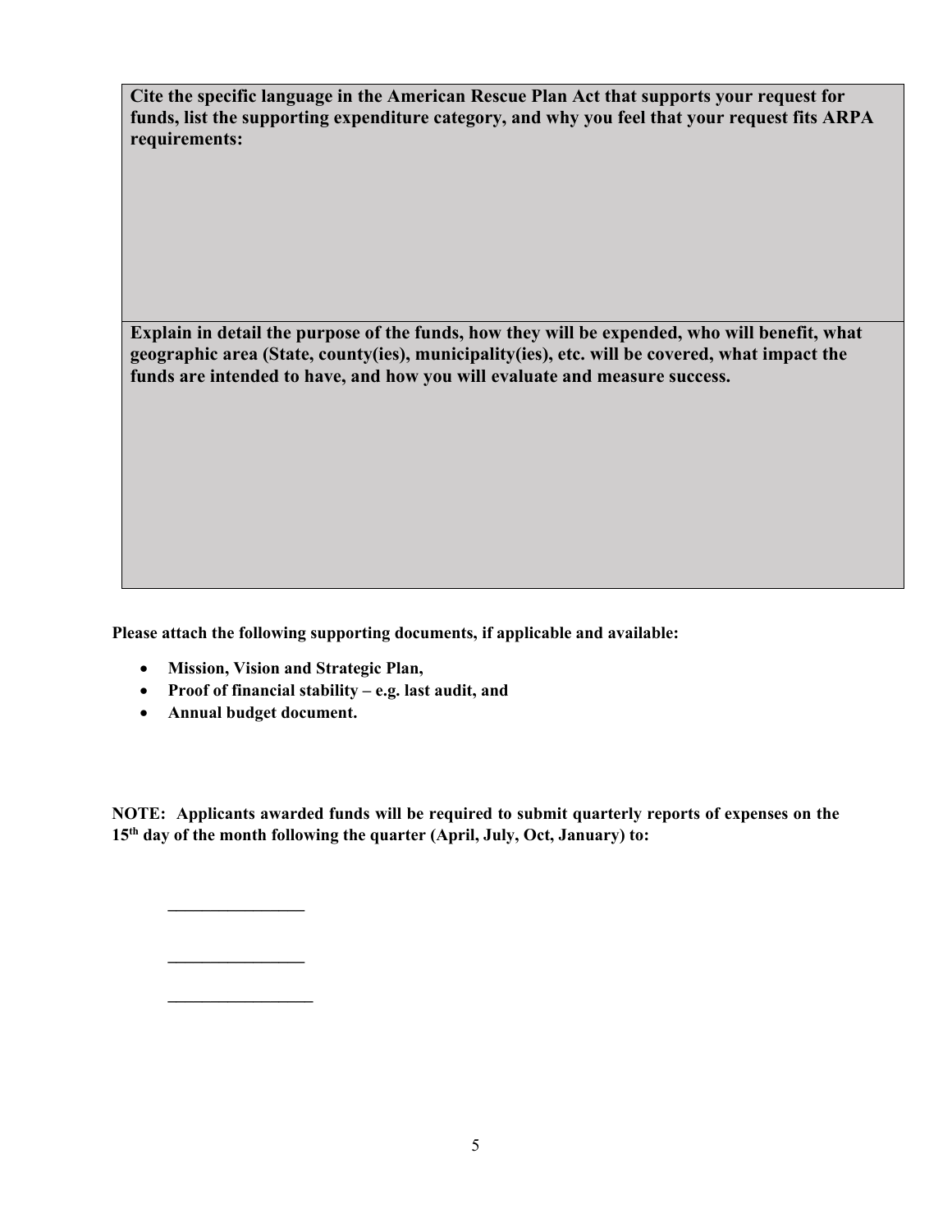| **Cite the specific language in the American Rescue Plan Act that supports your request for funds, list the supporting expenditure category, and why you feel that your request fits ARPA requirements:** |
| --- |
| **Explain in detail the purpose of the funds, how they will be expended, who will benefit, what geographic area (State, county(ies), municipality(ies), etc. will be covered, what impact the funds are intended to have, and how you will evaluate and measure success.** |

**Please attach the following supporting documents, if applicable and available:**

- **Mission, Vision and Strategic Plan,**
- **Proof of financial stability – e.g. last audit, and**
- **Annual budget document.**

**NOTE: Applicants awarded funds will be required to submit quarterly reports of expenses on the 15th day of the month following the quarter (April, July, Oct, January) to:**

________________

________________

_________________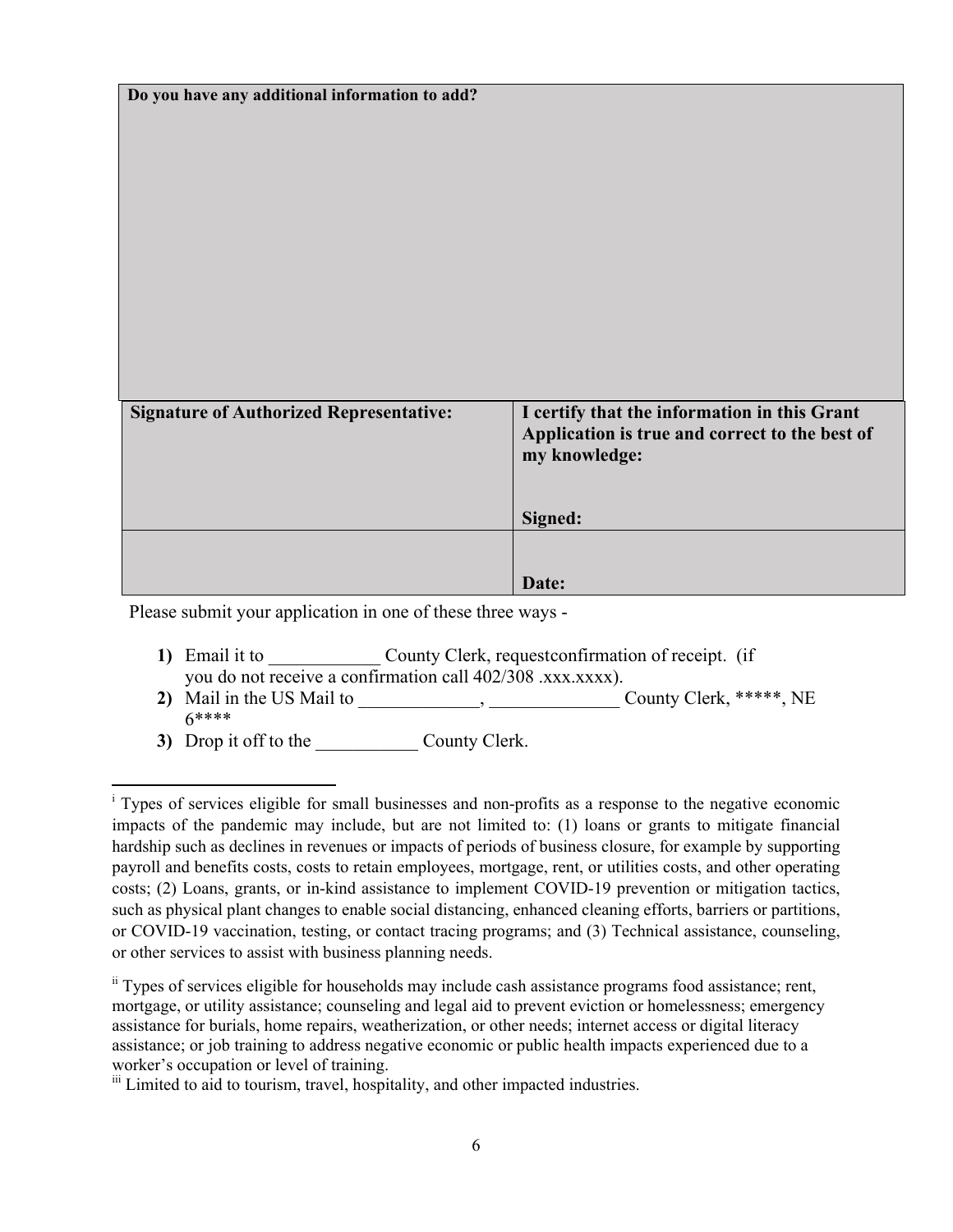| **Do you have any additional information to add?** | |
|---|---|
| | |
| **Signature of Authorized Representative:** | **I certify that the information in this Grant Application is true and correct to the best of my knowledge:**<br><br>**Signed:** |
| | **Date:** |

Please submit your application in one of these three ways -

1) Email it to ____________ County Clerk, requestconfirmation of receipt. (if you do not receive a confirmation call 402/308 .xxx.xxxx).
2) Mail in the US Mail to _____________, ______________ County Clerk, *****, NE 6****
3) Drop it off to the ___________ County Clerk.

---

[i] Types of services eligible for small businesses and non-profits as a response to the negative economic impacts of the pandemic may include, but are not limited to: (1) loans or grants to mitigate financial hardship such as declines in revenues or impacts of periods of business closure, for example by supporting payroll and benefits costs, costs to retain employees, mortgage, rent, or utilities costs, and other operating costs; (2) Loans, grants, or in-kind assistance to implement COVID-19 prevention or mitigation tactics, such as physical plant changes to enable social distancing, enhanced cleaning efforts, barriers or partitions, or COVID-19 vaccination, testing, or contact tracing programs; and (3) Technical assistance, counseling, or other services to assist with business planning needs.

[ii] Types of services eligible for households may include cash assistance programs food assistance; rent, mortgage, or utility assistance; counseling and legal aid to prevent eviction or homelessness; emergency assistance for burials, home repairs, weatherization, or other needs; internet access or digital literacy assistance; or job training to address negative economic or public health impacts experienced due to a worker's occupation or level of training.

[iii] Limited to aid to tourism, travel, hospitality, and other impacted industries.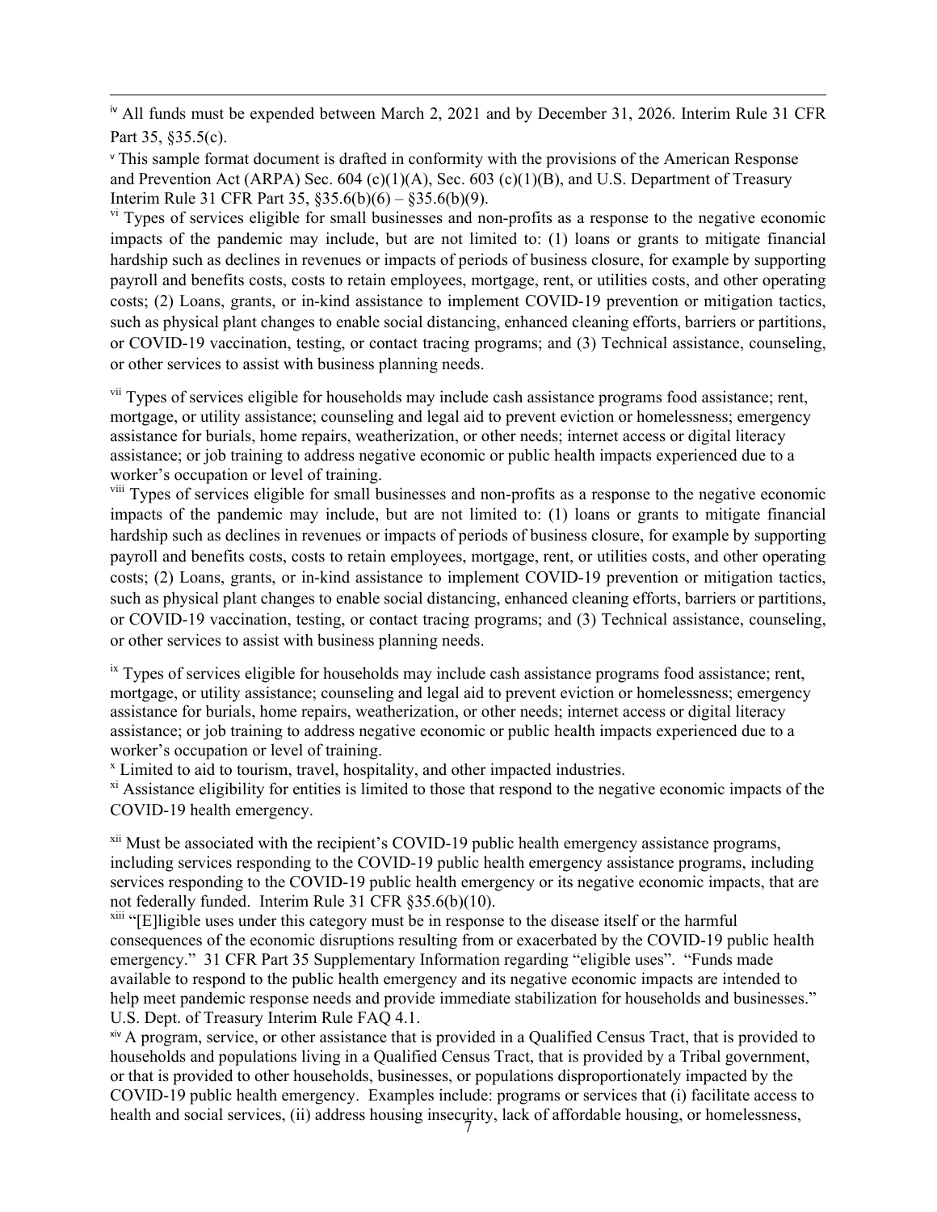[iv] All funds must be expended between March 2, 2021 and by December 31, 2026. Interim Rule 31 CFR Part 35, §35.5(c).

[v] This sample format document is drafted in conformity with the provisions of the American Response and Prevention Act (ARPA) Sec. 604 (c)(1)(A), Sec. 603 (c)(1)(B), and U.S. Department of Treasury Interim Rule 31 CFR Part 35, §35.6(b)(6) – §35.6(b)(9).

[vi] Types of services eligible for small businesses and non-profits as a response to the negative economic impacts of the pandemic may include, but are not limited to: (1) loans or grants to mitigate financial hardship such as declines in revenues or impacts of periods of business closure, for example by supporting payroll and benefits costs, costs to retain employees, mortgage, rent, or utilities costs, and other operating costs; (2) Loans, grants, or in-kind assistance to implement COVID-19 prevention or mitigation tactics, such as physical plant changes to enable social distancing, enhanced cleaning efforts, barriers or partitions, or COVID-19 vaccination, testing, or contact tracing programs; and (3) Technical assistance, counseling, or other services to assist with business planning needs.

[vii] Types of services eligible for households may include cash assistance programs food assistance; rent, mortgage, or utility assistance; counseling and legal aid to prevent eviction or homelessness; emergency assistance for burials, home repairs, weatherization, or other needs; internet access or digital literacy assistance; or job training to address negative economic or public health impacts experienced due to a worker's occupation or level of training.

[viii] Types of services eligible for small businesses and non-profits as a response to the negative economic impacts of the pandemic may include, but are not limited to: (1) loans or grants to mitigate financial hardship such as declines in revenues or impacts of periods of business closure, for example by supporting payroll and benefits costs, costs to retain employees, mortgage, rent, or utilities costs, and other operating costs; (2) Loans, grants, or in-kind assistance to implement COVID-19 prevention or mitigation tactics, such as physical plant changes to enable social distancing, enhanced cleaning efforts, barriers or partitions, or COVID-19 vaccination, testing, or contact tracing programs; and (3) Technical assistance, counseling, or other services to assist with business planning needs.

[ix] Types of services eligible for households may include cash assistance programs food assistance; rent, mortgage, or utility assistance; counseling and legal aid to prevent eviction or homelessness; emergency assistance for burials, home repairs, weatherization, or other needs; internet access or digital literacy assistance; or job training to address negative economic or public health impacts experienced due to a worker's occupation or level of training.

[x] Limited to aid to tourism, travel, hospitality, and other impacted industries.

[xi] Assistance eligibility for entities is limited to those that respond to the negative economic impacts of the COVID-19 health emergency.

[xii] Must be associated with the recipient's COVID-19 public health emergency assistance programs, including services responding to the COVID-19 public health emergency assistance programs, including services responding to the COVID-19 public health emergency or its negative economic impacts, that are not federally funded. Interim Rule 31 CFR §35.6(b)(10).

[xiii] "[E]ligible uses under this category must be in response to the disease itself or the harmful consequences of the economic disruptions resulting from or exacerbated by the COVID-19 public health emergency." 31 CFR Part 35 Supplementary Information regarding "eligible uses". "Funds made available to respond to the public health emergency and its negative economic impacts are intended to help meet pandemic response needs and provide immediate stabilization for households and businesses." U.S. Dept. of Treasury Interim Rule FAQ 4.1.

[xiv] A program, service, or other assistance that is provided in a Qualified Census Tract, that is provided to households and populations living in a Qualified Census Tract, that is provided by a Tribal government, or that is provided to other households, businesses, or populations disproportionately impacted by the COVID-19 public health emergency. Examples include: programs or services that (i) facilitate access to health and social services, (ii) address housing insecurity, lack of affordable housing, or homelessness,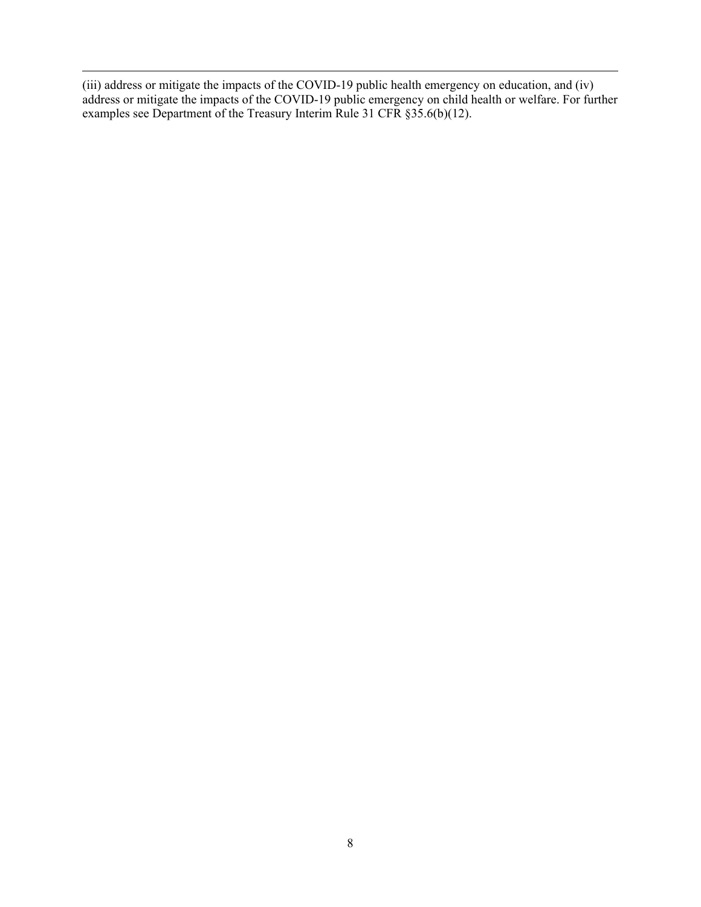(iii) address or mitigate the impacts of the COVID-19 public health emergency on education, and (iv) address or mitigate the impacts of the COVID-19 public emergency on child health or welfare. For further examples see Department of the Treasury Interim Rule 31 CFR §35.6(b)(12).